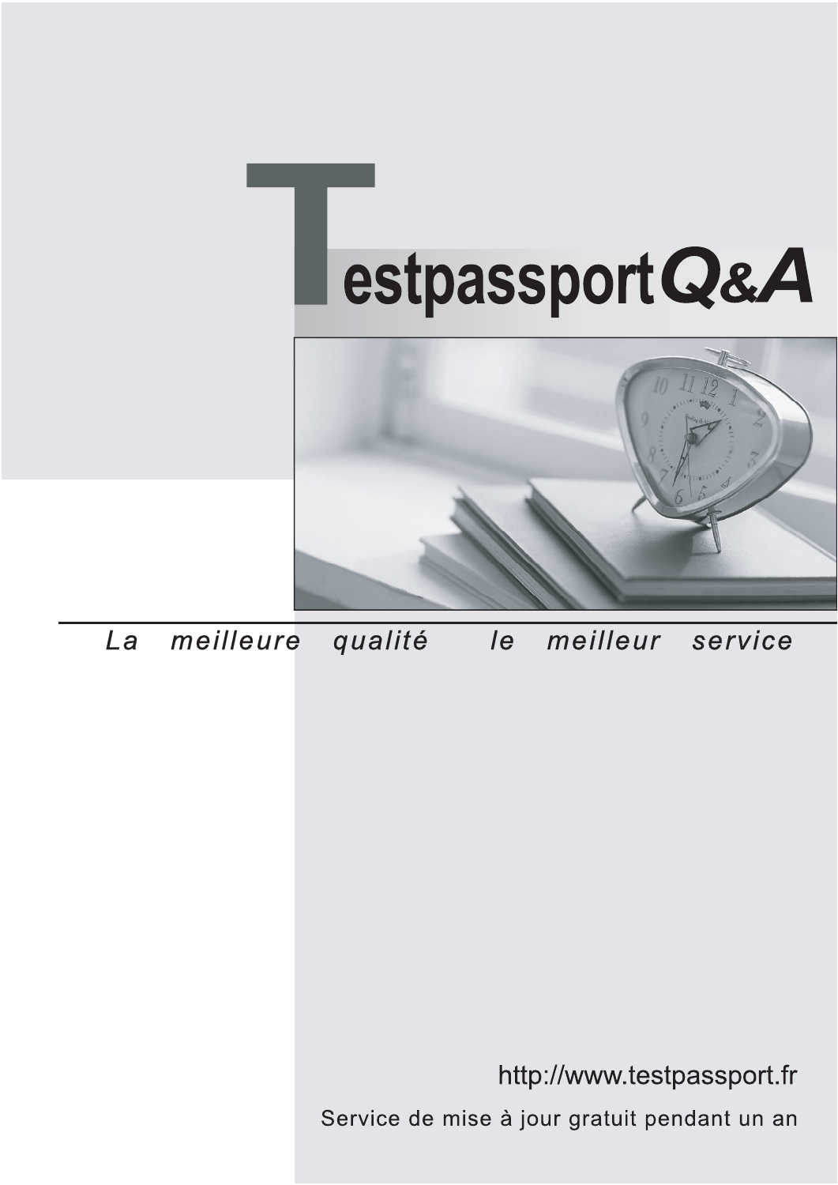# TestpassportQ&A

*La meilleure qualité le meilleur service*

http://www.testpassport.fr

Service de mise à jour gratuit pendant un an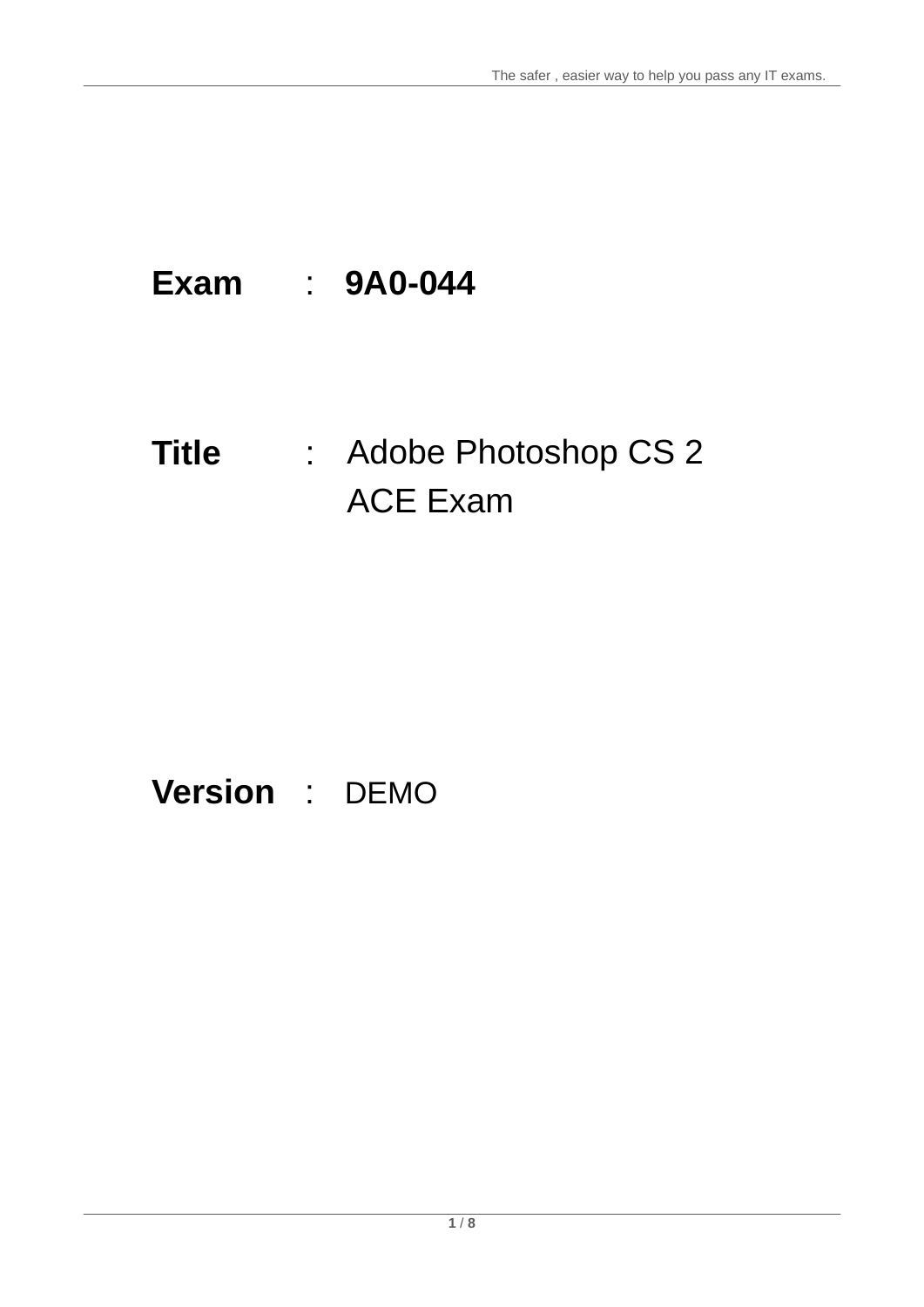**Exam** : **9A0-044**

**Title** : Adobe Photoshop CS 2 ACE Exam

**Version** : DEMO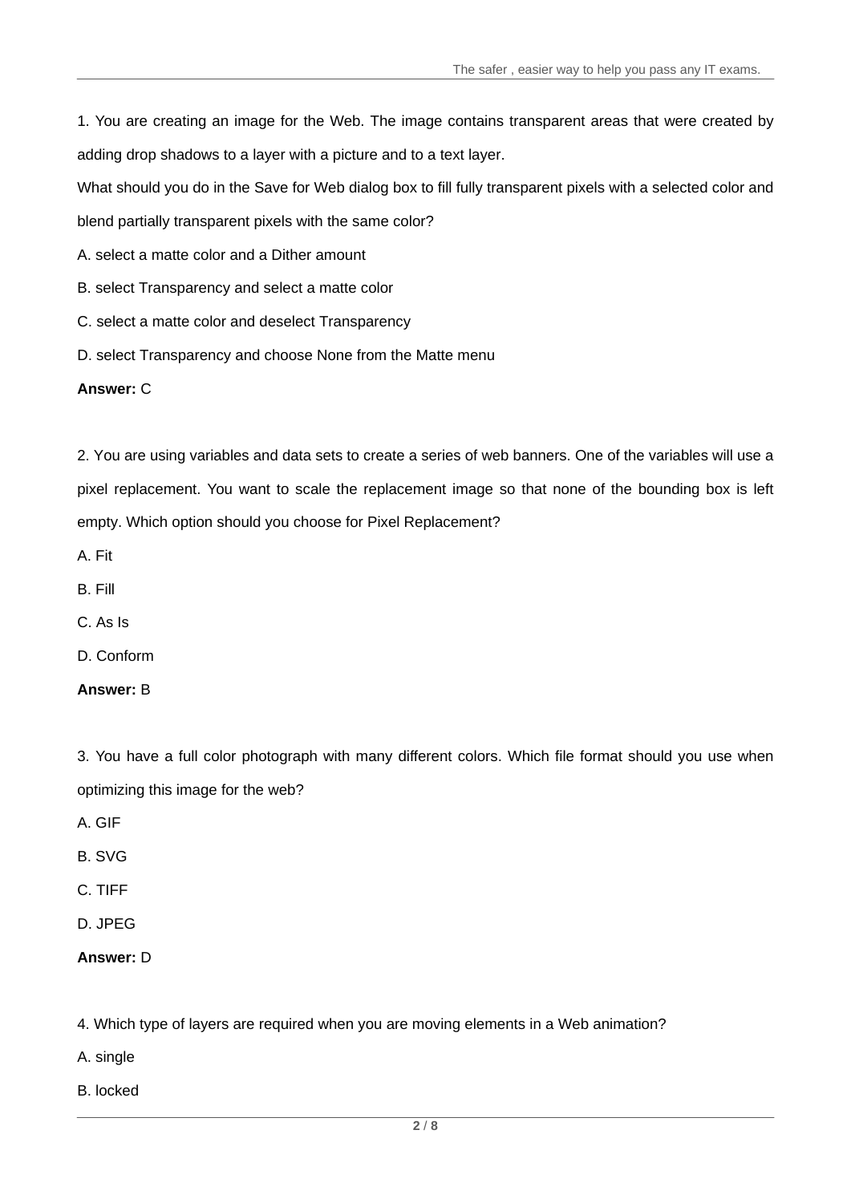1. You are creating an image for the Web. The image contains transparent areas that were created by adding drop shadows to a layer with a picture and to a text layer.

What should you do in the Save for Web dialog box to fill fully transparent pixels with a selected color and blend partially transparent pixels with the same color?

A. select a matte color and a Dither amount

B. select Transparency and select a matte color

C. select a matte color and deselect Transparency

D. select Transparency and choose None from the Matte menu

**Answer:** C

2. You are using variables and data sets to create a series of web banners. One of the variables will use a pixel replacement. You want to scale the replacement image so that none of the bounding box is left empty. Which option should you choose for Pixel Replacement?

A. Fit

B. Fill

C. As Is

D. Conform

**Answer:** B

3. You have a full color photograph with many different colors. Which file format should you use when optimizing this image for the web?

A. GIF

B. SVG

C. TIFF

D. JPEG

**Answer:** D

4. Which type of layers are required when you are moving elements in a Web animation?

A. single

B. locked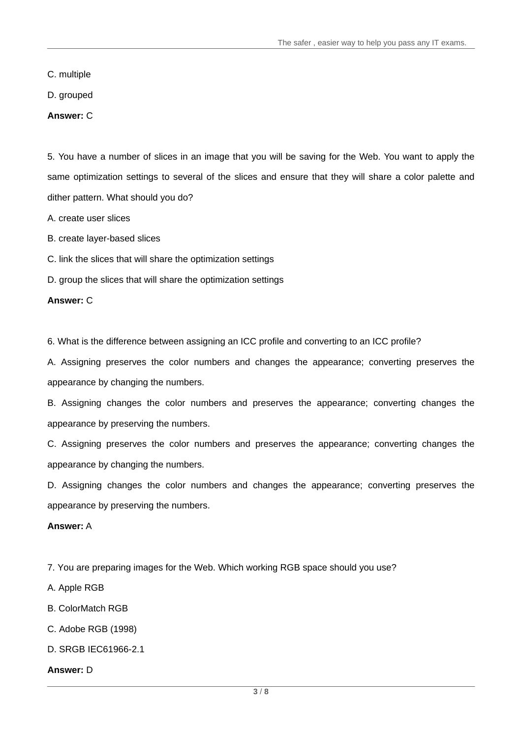C. multiple

D. grouped

**Answer:** C

5. You have a number of slices in an image that you will be saving for the Web. You want to apply the same optimization settings to several of the slices and ensure that they will share a color palette and dither pattern. What should you do?

A. create user slices

B. create layer-based slices

C. link the slices that will share the optimization settings

D. group the slices that will share the optimization settings

**Answer:** C

6. What is the difference between assigning an ICC profile and converting to an ICC profile?

A. Assigning preserves the color numbers and changes the appearance; converting preserves the appearance by changing the numbers.

B. Assigning changes the color numbers and preserves the appearance; converting changes the appearance by preserving the numbers.

C. Assigning preserves the color numbers and preserves the appearance; converting changes the appearance by changing the numbers.

D. Assigning changes the color numbers and changes the appearance; converting preserves the appearance by preserving the numbers.

**Answer:** A

7. You are preparing images for the Web. Which working RGB space should you use?

A. Apple RGB

B. ColorMatch RGB

C. Adobe RGB (1998)

D. SRGB IEC61966-2.1

**Answer:** D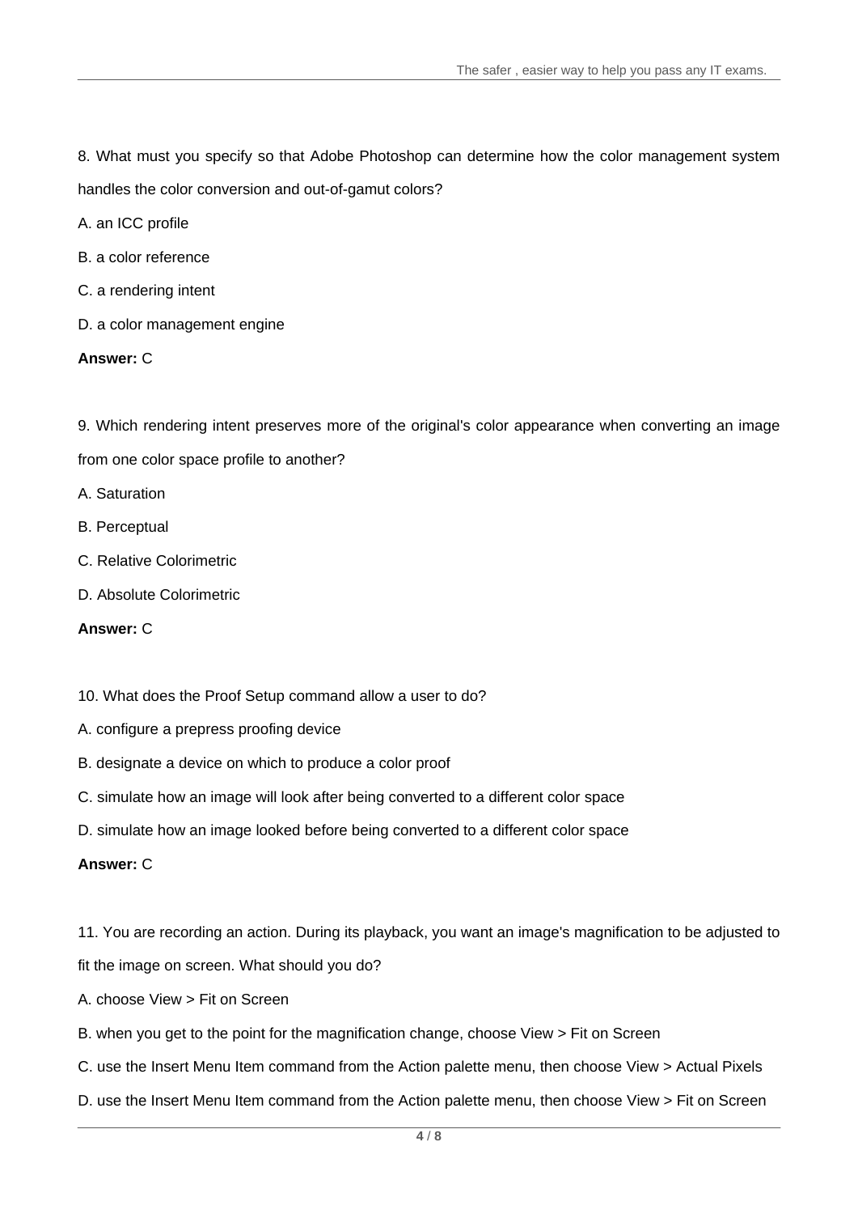8. What must you specify so that Adobe Photoshop can determine how the color management system handles the color conversion and out-of-gamut colors?

A. an ICC profile

B. a color reference

C. a rendering intent

D. a color management engine

**Answer:** C

9. Which rendering intent preserves more of the original's color appearance when converting an image from one color space profile to another?

A. Saturation

B. Perceptual

C. Relative Colorimetric

D. Absolute Colorimetric

**Answer:** C

10. What does the Proof Setup command allow a user to do?

A. configure a prepress proofing device

B. designate a device on which to produce a color proof

C. simulate how an image will look after being converted to a different color space

D. simulate how an image looked before being converted to a different color space

**Answer:** C

11. You are recording an action. During its playback, you want an image's magnification to be adjusted to fit the image on screen. What should you do?

A. choose View > Fit on Screen

B. when you get to the point for the magnification change, choose View > Fit on Screen

C. use the Insert Menu Item command from the Action palette menu, then choose View > Actual Pixels

D. use the Insert Menu Item command from the Action palette menu, then choose View > Fit on Screen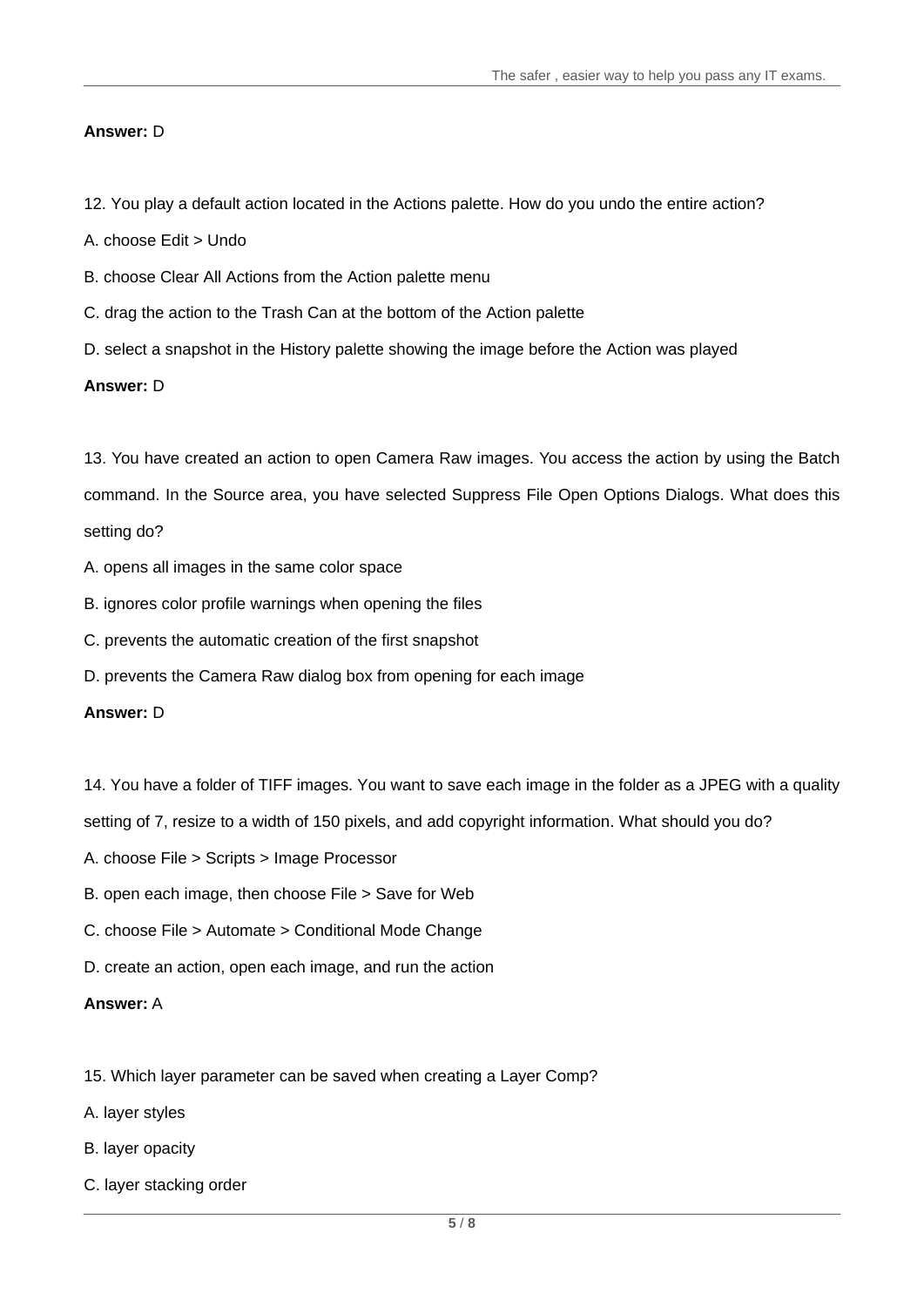**Answer:** D

12. You play a default action located in the Actions palette. How do you undo the entire action?

A. choose Edit > Undo

B. choose Clear All Actions from the Action palette menu

C. drag the action to the Trash Can at the bottom of the Action palette

D. select a snapshot in the History palette showing the image before the Action was played

**Answer:** D

13. You have created an action to open Camera Raw images. You access the action by using the Batch command. In the Source area, you have selected Suppress File Open Options Dialogs. What does this setting do?

A. opens all images in the same color space

B. ignores color profile warnings when opening the files

C. prevents the automatic creation of the first snapshot

D. prevents the Camera Raw dialog box from opening for each image

**Answer:** D

14. You have a folder of TIFF images. You want to save each image in the folder as a JPEG with a quality setting of 7, resize to a width of 150 pixels, and add copyright information. What should you do?

A. choose File > Scripts > Image Processor

B. open each image, then choose File > Save for Web

C. choose File > Automate > Conditional Mode Change

D. create an action, open each image, and run the action

**Answer:** A

15. Which layer parameter can be saved when creating a Layer Comp?

A. layer styles

B. layer opacity

C. layer stacking order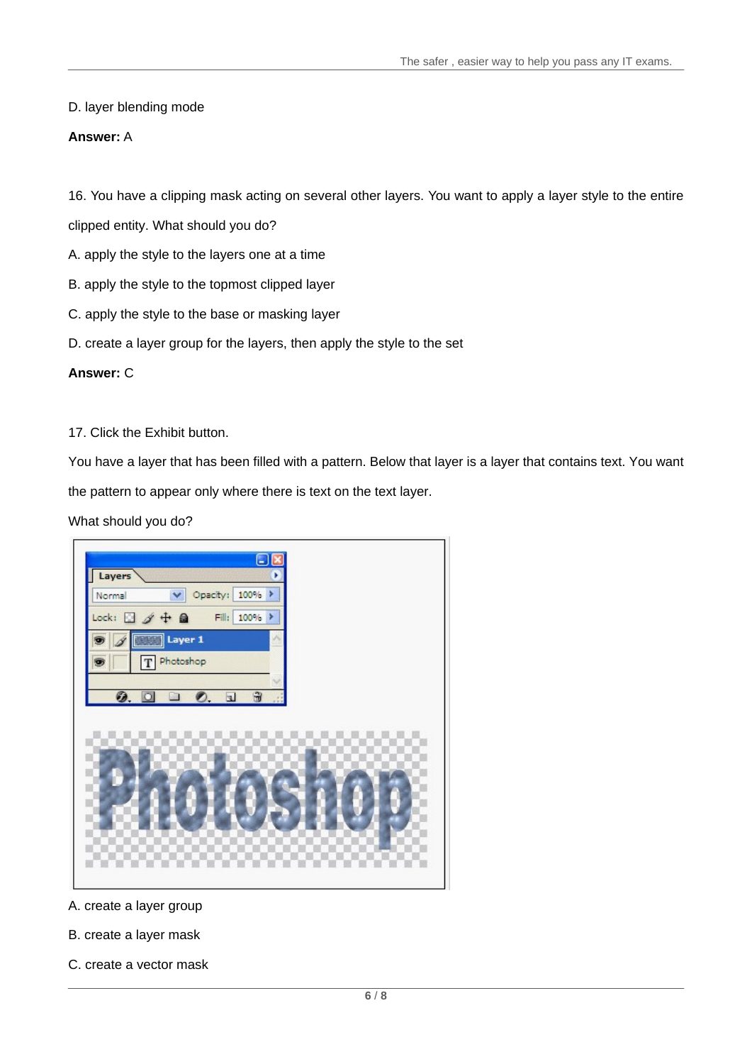D. layer blending mode

**Answer:** A

16. You have a clipping mask acting on several other layers. You want to apply a layer style to the entire clipped entity. What should you do?

A. apply the style to the layers one at a time

B. apply the style to the topmost clipped layer

C. apply the style to the base or masking layer

D. create a layer group for the layers, then apply the style to the set

**Answer:** C

17. Click the Exhibit button.

You have a layer that has been filled with a pattern. Below that layer is a layer that contains text. You want the pattern to appear only where there is text on the text layer.

What should you do?

A. create a layer group

B. create a layer mask

C. create a vector mask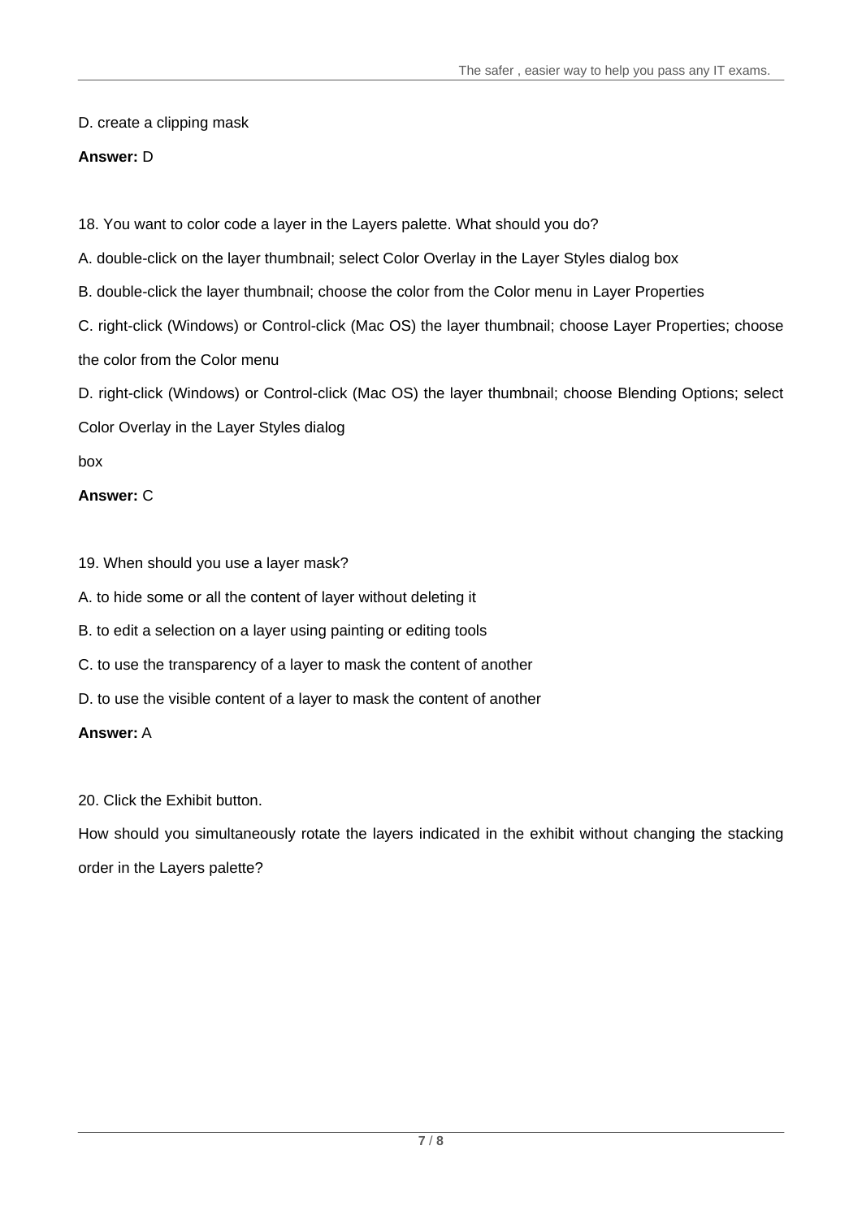D. create a clipping mask

**Answer:** D

18. You want to color code a layer in the Layers palette. What should you do?

A. double-click on the layer thumbnail; select Color Overlay in the Layer Styles dialog box

B. double-click the layer thumbnail; choose the color from the Color menu in Layer Properties

C. right-click (Windows) or Control-click (Mac OS) the layer thumbnail; choose Layer Properties; choose the color from the Color menu

D. right-click (Windows) or Control-click (Mac OS) the layer thumbnail; choose Blending Options; select Color Overlay in the Layer Styles dialog box

**Answer:** C

19. When should you use a layer mask?

A. to hide some or all the content of layer without deleting it

B. to edit a selection on a layer using painting or editing tools

C. to use the transparency of a layer to mask the content of another

D. to use the visible content of a layer to mask the content of another

**Answer:** A

20. Click the Exhibit button.

How should you simultaneously rotate the layers indicated in the exhibit without changing the stacking order in the Layers palette?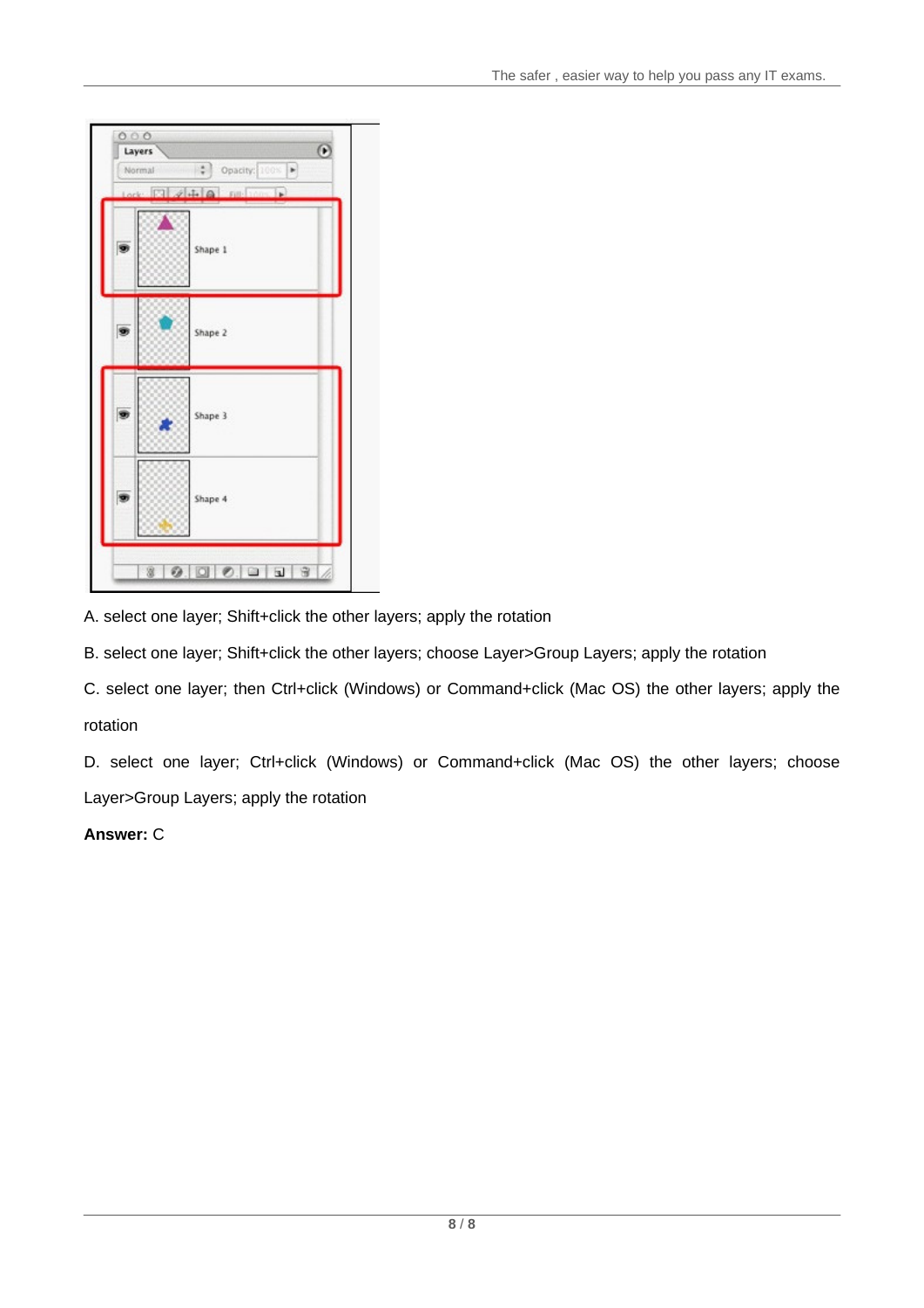A. select one layer; Shift+click the other layers; apply the rotation

B. select one layer; Shift+click the other layers; choose Layer>Group Layers; apply the rotation

C. select one layer; then Ctrl+click (Windows) or Command+click (Mac OS) the other layers; apply the rotation

D. select one layer; Ctrl+click (Windows) or Command+click (Mac OS) the other layers; choose Layer>Group Layers; apply the rotation

**Answer:** C